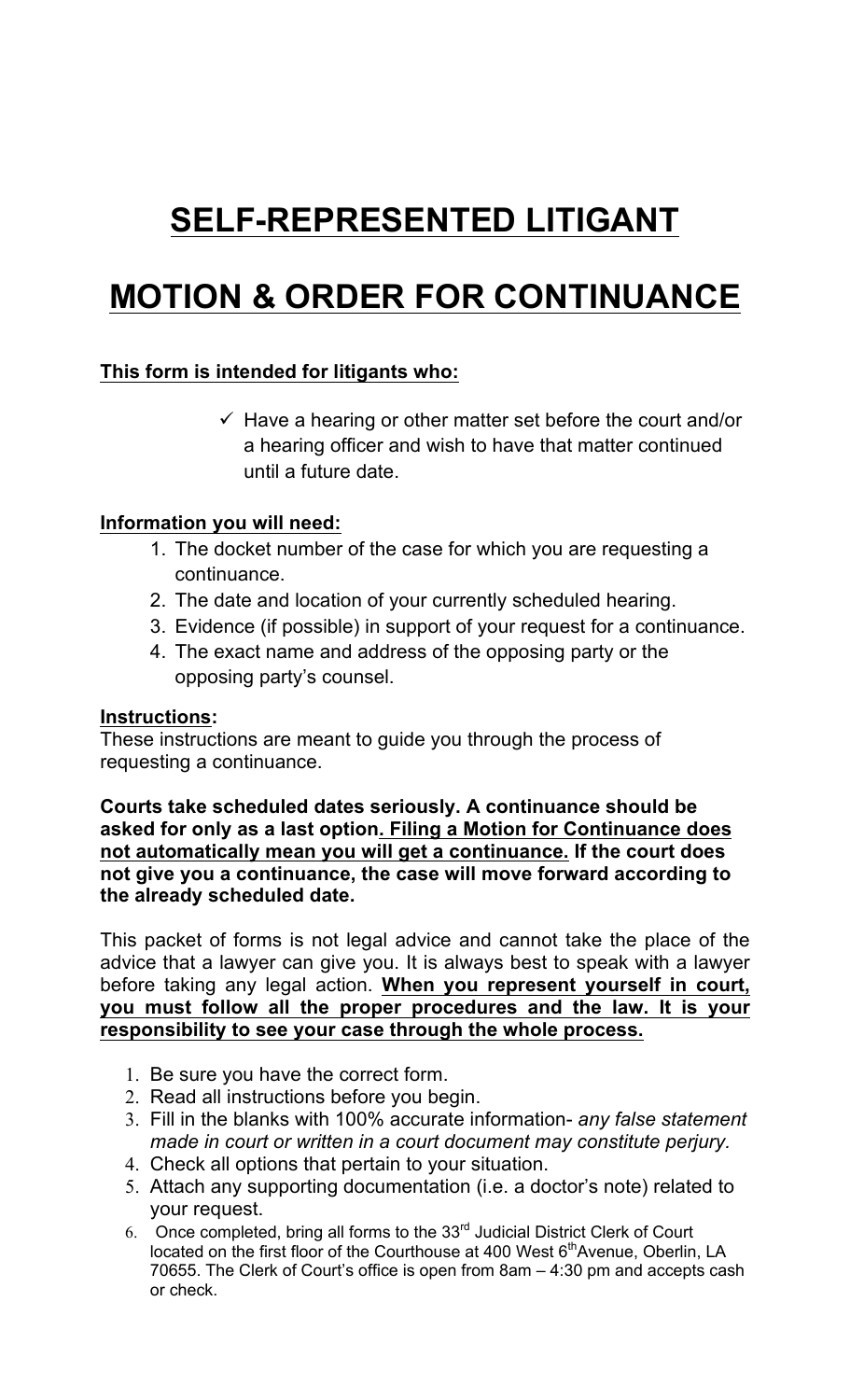# SELF-REPRESENTED LITIGANT

# MOTION & ORDER FOR CONTINUANCE

**This form is intended for litigants who:**

- ✓ Have a hearing or other matter set before the court and/or a hearing officer and wish to have that matter continued until a future date.

**Information you will need:**

1. The docket number of the case for which you are requesting a continuance.
2. The date and location of your currently scheduled hearing.
3. Evidence (if possible) in support of your request for a continuance.
4. The exact name and address of the opposing party or the opposing party's counsel.

**Instructions:**

These instructions are meant to guide you through the process of requesting a continuance.

**Courts take scheduled dates seriously. A continuance should be asked for only as a last option. Filing a Motion for Continuance does not automatically mean you will get a continuance. If the court does not give you a continuance, the case will move forward according to the already scheduled date.**

This packet of forms is not legal advice and cannot take the place of the advice that a lawyer can give you. It is always best to speak with a lawyer before taking any legal action. **When you represent yourself in court, you must follow all the proper procedures and the law. It is your responsibility to see your case through the whole process.**

1. Be sure you have the correct form.
2. Read all instructions before you begin.
3. Fill in the blanks with 100% accurate information- *any false statement made in court or written in a court document may constitute perjury.*
4. Check all options that pertain to your situation.
5. Attach any supporting documentation (i.e. a doctor's note) related to your request.
6. Once completed, bring all forms to the 33rd Judicial District Clerk of Court located on the first floor of the Courthouse at 400 West 6th Avenue, Oberlin, LA 70655. The Clerk of Court's office is open from 8am – 4:30 pm and accepts cash or check.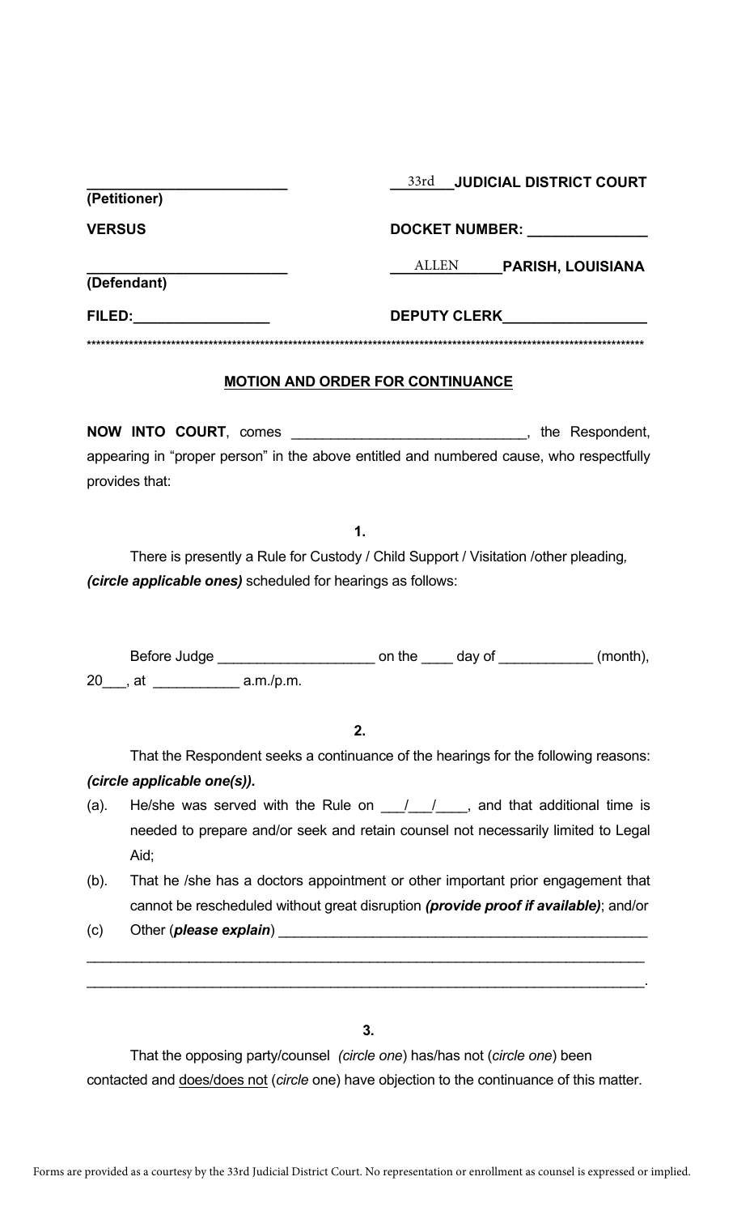| | |
|---|---|
| _________________________ **(Petitioner)** | 33rd **JUDICIAL DISTRICT COURT** |
| **VERSUS** | **DOCKET NUMBER:** _______________ |
| _________________________ **(Defendant)** | ALLEN **PARISH, LOUISIANA** |
| **FILED:** _________________ | **DEPUTY CLERK** __________________ |

*****************************************************************************************************************

**MOTION AND ORDER FOR CONTINUANCE**

**NOW INTO COURT**, comes ______________________________, the Respondent, appearing in "proper person" in the above entitled and numbered cause, who respectfully provides that:

**1.**

There is presently a Rule for Custody / Child Support / Visitation /other pleading, ***(circle applicable ones)*** scheduled for hearings as follows:

Before Judge ____________________ on the ____ day of ____________ (month), 20___, at ___________ a.m./p.m.

**2.**

That the Respondent seeks a continuance of the hearings for the following reasons: ***(circle applicable one(s)).***

(a). He/she was served with the Rule on ___/___/____, and that additional time is needed to prepare and/or seek and retain counsel not necessarily limited to Legal Aid;

(b). That he /she has a doctors appointment or other important prior engagement that cannot be rescheduled without great disruption ***(provide proof if available)***; and/or

(c) Other (***please explain***) _________________________________________________

_____________________________________________________________________________

_____________________________________________________________________________.

**3.**

That the opposing party/counsel (*circle one*) has/has not (*circle one*) been contacted and does/does not (*circle* one) have objection to the continuance of this matter.

Forms are provided as a courtesy by the 33rd Judicial District Court. No representation or enrollment as counsel is expressed or implied.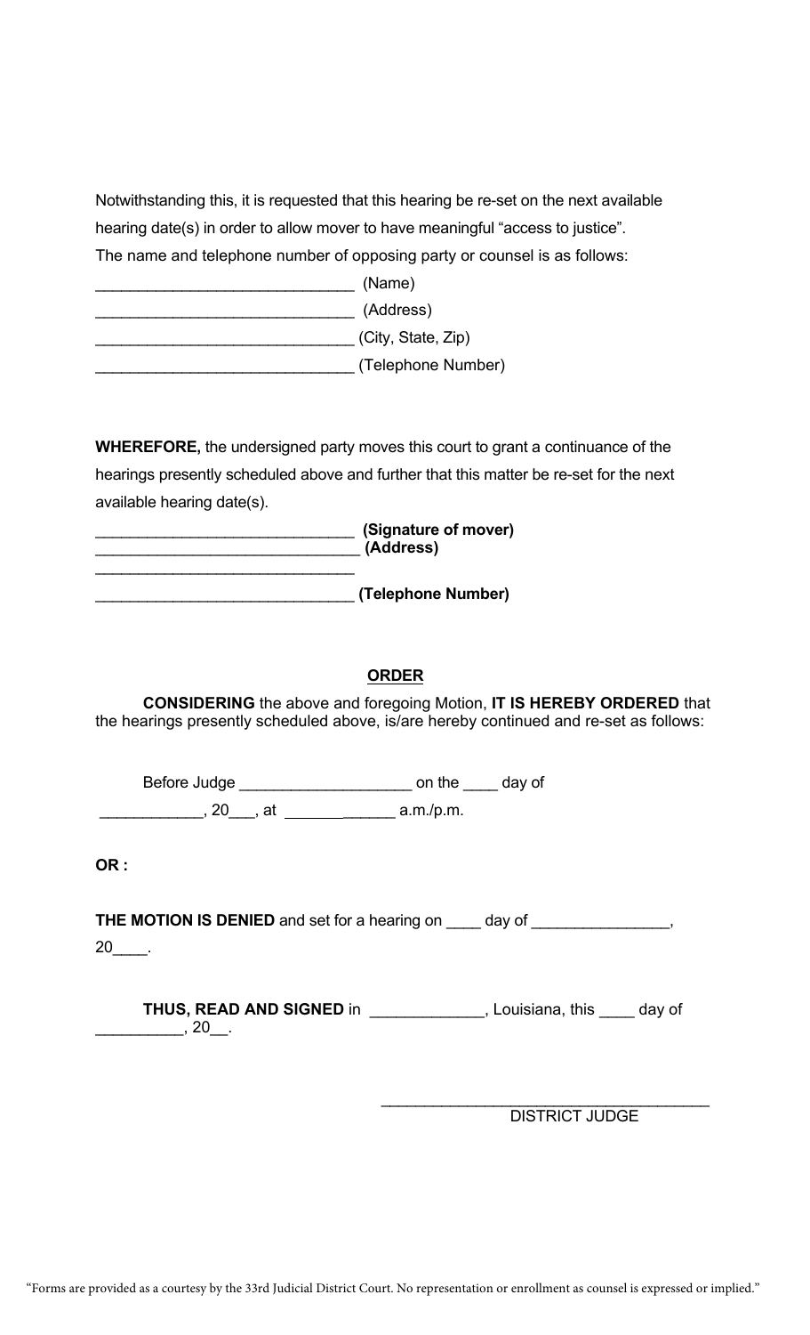Notwithstanding this, it is requested that this hearing be re-set on the next available hearing date(s) in order to allow mover to have meaningful "access to justice".

The name and telephone number of opposing party or counsel is as follows:

_____________________________ (Name)

_____________________________ (Address)

_____________________________ (City, State, Zip)

_____________________________ (Telephone Number)

**WHEREFORE,** the undersigned party moves this court to grant a continuance of the hearings presently scheduled above and further that this matter be re-set for the next available hearing date(s).

_____________________________ **(Signature of mover)**

_____________________________ **(Address)**

_____________________________

_____________________________ **(Telephone Number)**

## ORDER

**CONSIDERING** the above and foregoing Motion, **IT IS HEREBY ORDERED** that the hearings presently scheduled above, is/are hereby continued and re-set as follows:

Before Judge ____________________ on the ____ day of ____________, 20___, at _____________ a.m./p.m.

**OR :**

**THE MOTION IS DENIED** and set for a hearing on ____ day of ________________, 20____.

**THUS, READ AND SIGNED** in _____________, Louisiana, this ____ day of __________, 20__.

_____________________________________

DISTRICT JUDGE

"Forms are provided as a courtesy by the 33rd Judicial District Court. No representation or enrollment as counsel is expressed or implied."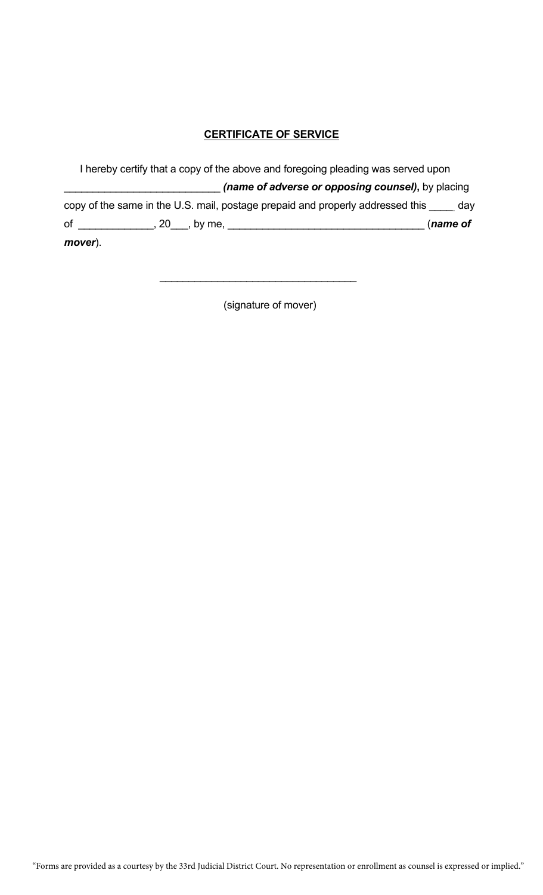**CERTIFICATE OF SERVICE**

I hereby certify that a copy of the above and foregoing pleading was served upon ___________________________ ***(name of adverse or opposing counsel)*****,** by placing copy of the same in the U.S. mail, postage prepaid and properly addressed this ____ day of _____________, 20___, by me, __________________________________ (***name of mover***).

___________________________________

(signature of mover)

"Forms are provided as a courtesy by the 33rd Judicial District Court. No representation or enrollment as counsel is expressed or implied."